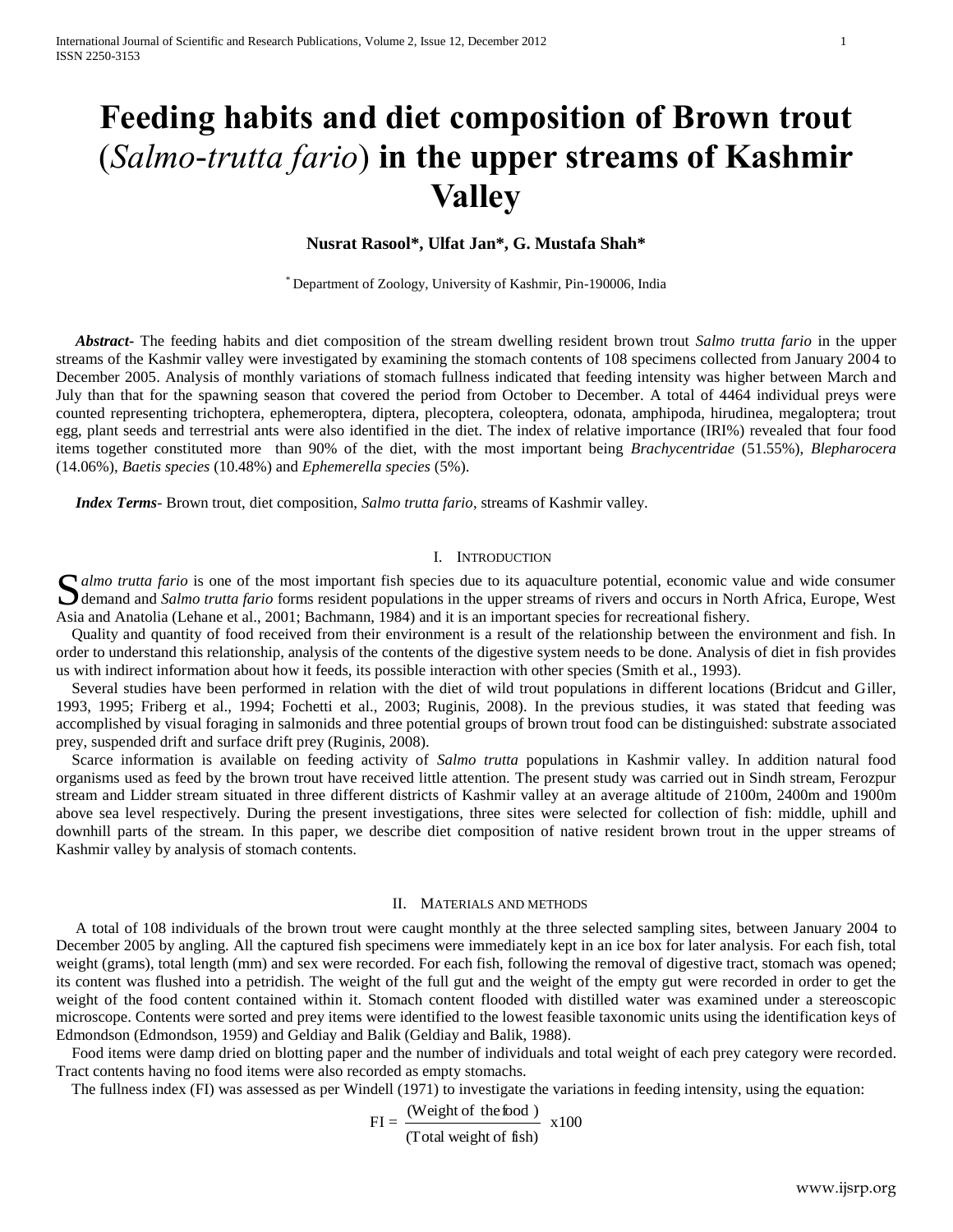# Feeding habits and diet composition of Brown trout (*Salmo-trutta fario*) in the upper streams of Kashmir Valley

**Nusrat Rasool\*, Ulfat Jan\*, G. Mustafa Shah\***

\* Department of Zoology, University of Kashmir, Pin-190006, India

***Abstract-*** The feeding habits and diet composition of the stream dwelling resident brown trout *Salmo trutta fario* in the upper streams of the Kashmir valley were investigated by examining the stomach contents of 108 specimens collected from January 2004 to December 2005. Analysis of monthly variations of stomach fullness indicated that feeding intensity was higher between March and July than that for the spawning season that covered the period from October to December. A total of 4464 individual preys were counted representing trichoptera, ephemeroptera, diptera, plecoptera, coleoptera, odonata, amphipoda, hirudinea, megaloptera; trout egg, plant seeds and terrestrial ants were also identified in the diet. The index of relative importance (IRI%) revealed that four food items together constituted more than 90% of the diet, with the most important being *Brachycentridae* (51.55%), *Blepharocera* (14.06%), *Baetis species* (10.48%) and *Ephemerella species* (5%).

***Index Terms-*** Brown trout, diet composition, *Salmo trutta fario*, streams of Kashmir valley.

## I. Introduction

*Salmo trutta fario* is one of the most important fish species due to its aquaculture potential, economic value and wide consumer demand and *Salmo trutta fario* forms resident populations in the upper streams of rivers and occurs in North Africa, Europe, West Asia and Anatolia (Lehane et al., 2001; Bachmann, 1984) and it is an important species for recreational fishery.

Quality and quantity of food received from their environment is a result of the relationship between the environment and fish. In order to understand this relationship, analysis of the contents of the digestive system needs to be done. Analysis of diet in fish provides us with indirect information about how it feeds, its possible interaction with other species (Smith et al., 1993).

Several studies have been performed in relation with the diet of wild trout populations in different locations (Bridcut and Giller, 1993, 1995; Friberg et al., 1994; Fochetti et al., 2003; Ruginis, 2008). In the previous studies, it was stated that feeding was accomplished by visual foraging in salmonids and three potential groups of brown trout food can be distinguished: substrate associated prey, suspended drift and surface drift prey (Ruginis, 2008).

Scarce information is available on feeding activity of *Salmo trutta* populations in Kashmir valley. In addition natural food organisms used as feed by the brown trout have received little attention. The present study was carried out in Sindh stream, Ferozpur stream and Lidder stream situated in three different districts of Kashmir valley at an average altitude of 2100m, 2400m and 1900m above sea level respectively. During the present investigations, three sites were selected for collection of fish: middle, uphill and downhill parts of the stream. In this paper, we describe diet composition of native resident brown trout in the upper streams of Kashmir valley by analysis of stomach contents.

## II. Materials and methods

A total of 108 individuals of the brown trout were caught monthly at the three selected sampling sites, between January 2004 to December 2005 by angling. All the captured fish specimens were immediately kept in an ice box for later analysis. For each fish, total weight (grams), total length (mm) and sex were recorded. For each fish, following the removal of digestive tract, stomach was opened; its content was flushed into a petridish. The weight of the full gut and the weight of the empty gut were recorded in order to get the weight of the food content contained within it. Stomach content flooded with distilled water was examined under a stereoscopic microscope. Contents were sorted and prey items were identified to the lowest feasible taxonomic units using the identification keys of Edmondson (Edmondson, 1959) and Geldiay and Balik (Geldiay and Balik, 1988).

Food items were damp dried on blotting paper and the number of individuals and total weight of each prey category were recorded. Tract contents having no food items were also recorded as empty stomachs.

The fullness index (FI) was assessed as per Windell (1971) to investigate the variations in feeding intensity, using the equation:

$$FI = \frac{(\text{Weight of the food})}{(\text{Total weight of fish})} \times 100$$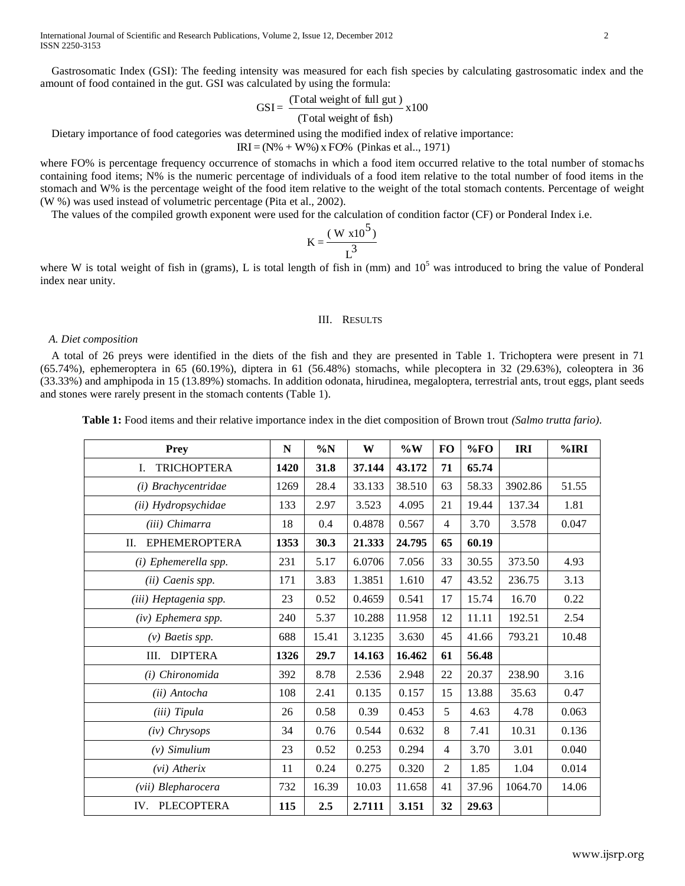Gastrosomatic Index (GSI): The feeding intensity was measured for each fish species by calculating gastrosomatic index and the amount of food contained in the gut. GSI was calculated by using the formula:

$$GSI = \frac{(\text{Total weight of full gut})}{(\text{Total weight of fish})} \times 100$$

Dietary importance of food categories was determined using the modified index of relative importance:

$$IRI = (N\% + W\%) \times FO\% \text{ (Pinkas et al.., 1971)}$$

where FO% is percentage frequency occurrence of stomachs in which a food item occurred relative to the total number of stomachs containing food items; N% is the numeric percentage of individuals of a food item relative to the total number of food items in the stomach and W% is the percentage weight of the food item relative to the weight of the total stomach contents. Percentage of weight (W %) was used instead of volumetric percentage (Pita et al., 2002).

The values of the compiled growth exponent were used for the calculation of condition factor (CF) or Ponderal Index i.e.

$$K = \frac{(W \times 10^5)}{L^3}$$

where W is total weight of fish in (grams), L is total length of fish in (mm) and $10^5$ was introduced to bring the value of Ponderal index near unity.

## III. Results

### A. Diet composition

A total of 26 preys were identified in the diets of the fish and they are presented in Table 1. Trichoptera were present in 71 (65.74%), ephemeroptera in 65 (60.19%), diptera in 61 (56.48%) stomachs, while plecoptera in 32 (29.63%), coleoptera in 36 (33.33%) and amphipoda in 15 (13.89%) stomachs. In addition odonata, hirudinea, megaloptera, terrestrial ants, trout eggs, plant seeds and stones were rarely present in the stomach contents (Table 1).

**Table 1:** Food items and their relative importance index in the diet composition of Brown trout *(Salmo trutta fario)*.

| Prey | N | %N | W | %W | FO | %FO | IRI | %IRI |
|---|---|---|---|---|---|---|---|---|
| I. TRICHOPTERA | **1420** | **31.8** | **37.144** | **43.172** | **71** | **65.74** | | |
| *(i) Brachycentridae* | 1269 | 28.4 | 33.133 | 38.510 | 63 | 58.33 | 3902.86 | 51.55 |
| *(ii) Hydropsychidae* | 133 | 2.97 | 3.523 | 4.095 | 21 | 19.44 | 137.34 | 1.81 |
| *(iii) Chimarra* | 18 | 0.4 | 0.4878 | 0.567 | 4 | 3.70 | 3.578 | 0.047 |
| II. EPHEMEROPTERA | **1353** | **30.3** | **21.333** | **24.795** | **65** | **60.19** | | |
| *(i) Ephemerella spp.* | 231 | 5.17 | 6.0706 | 7.056 | 33 | 30.55 | 373.50 | 4.93 |
| *(ii) Caenis spp.* | 171 | 3.83 | 1.3851 | 1.610 | 47 | 43.52 | 236.75 | 3.13 |
| *(iii) Heptagenia spp.* | 23 | 0.52 | 0.4659 | 0.541 | 17 | 15.74 | 16.70 | 0.22 |
| *(iv) Ephemera spp.* | 240 | 5.37 | 10.288 | 11.958 | 12 | 11.11 | 192.51 | 2.54 |
| *(v) Baetis spp.* | 688 | 15.41 | 3.1235 | 3.630 | 45 | 41.66 | 793.21 | 10.48 |
| III. DIPTERA | **1326** | **29.7** | **14.163** | **16.462** | **61** | **56.48** | | |
| *(i) Chironomida* | 392 | 8.78 | 2.536 | 2.948 | 22 | 20.37 | 238.90 | 3.16 |
| *(ii) Antocha* | 108 | 2.41 | 0.135 | 0.157 | 15 | 13.88 | 35.63 | 0.47 |
| *(iii) Tipula* | 26 | 0.58 | 0.39 | 0.453 | 5 | 4.63 | 4.78 | 0.063 |
| *(iv) Chrysops* | 34 | 0.76 | 0.544 | 0.632 | 8 | 7.41 | 10.31 | 0.136 |
| *(v) Simulium* | 23 | 0.52 | 0.253 | 0.294 | 4 | 3.70 | 3.01 | 0.040 |
| *(vi) Atherix* | 11 | 0.24 | 0.275 | 0.320 | 2 | 1.85 | 1.04 | 0.014 |
| *(vii) Blepharocera* | 732 | 16.39 | 10.03 | 11.658 | 41 | 37.96 | 1064.70 | 14.06 |
| IV. PLECOPTERA | **115** | **2.5** | **2.7111** | **3.151** | **32** | **29.63** | | |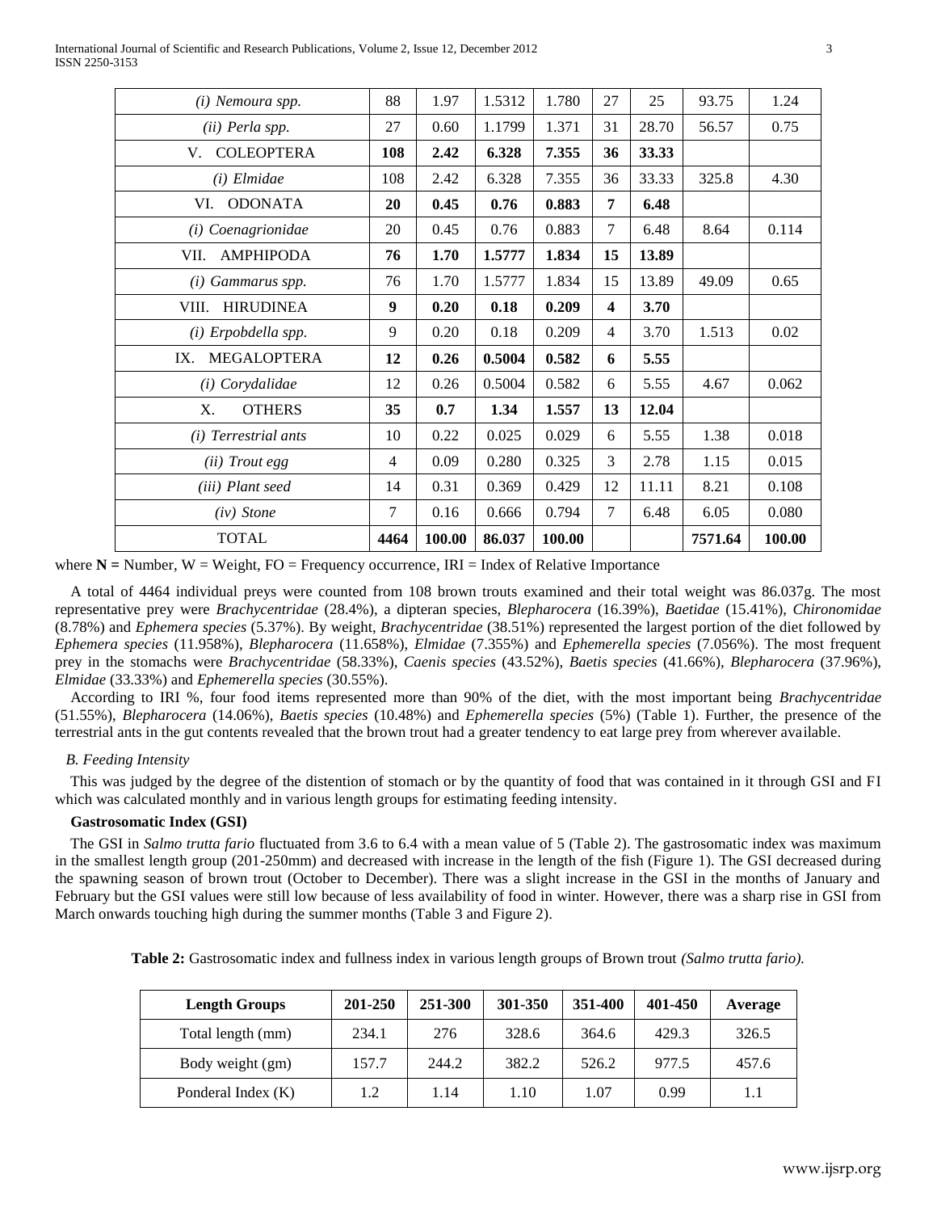| | | | | | | | | |
|---|---|---|---|---|---|---|---|---|
| *(i) Nemoura spp.* | 88 | 1.97 | 1.5312 | 1.780 | 27 | 25 | 93.75 | 1.24 |
| *(ii) Perla spp.* | 27 | 0.60 | 1.1799 | 1.371 | 31 | 28.70 | 56.57 | 0.75 |
| V. COLEOPTERA | **108** | **2.42** | **6.328** | **7.355** | **36** | **33.33** | | |
| *(i) Elmidae* | 108 | 2.42 | 6.328 | 7.355 | 36 | 33.33 | 325.8 | 4.30 |
| VI. ODONATA | **20** | **0.45** | **0.76** | **0.883** | **7** | **6.48** | | |
| *(i) Coenagrionidae* | 20 | 0.45 | 0.76 | 0.883 | 7 | 6.48 | 8.64 | 0.114 |
| VII. AMPHIPODA | **76** | **1.70** | **1.5777** | **1.834** | **15** | **13.89** | | |
| *(i) Gammarus spp.* | 76 | 1.70 | 1.5777 | 1.834 | 15 | 13.89 | 49.09 | 0.65 |
| VIII. HIRUDINEA | **9** | **0.20** | **0.18** | **0.209** | **4** | **3.70** | | |
| *(i) Erpobdella spp.* | 9 | 0.20 | 0.18 | 0.209 | 4 | 3.70 | 1.513 | 0.02 |
| IX. MEGALOPTERA | **12** | **0.26** | **0.5004** | **0.582** | **6** | **5.55** | | |
| *(i) Corydalidae* | 12 | 0.26 | 0.5004 | 0.582 | 6 | 5.55 | 4.67 | 0.062 |
| X. OTHERS | **35** | **0.7** | **1.34** | **1.557** | **13** | **12.04** | | |
| *(i) Terrestrial ants* | 10 | 0.22 | 0.025 | 0.029 | 6 | 5.55 | 1.38 | 0.018 |
| *(ii) Trout egg* | 4 | 0.09 | 0.280 | 0.325 | 3 | 2.78 | 1.15 | 0.015 |
| *(iii) Plant seed* | 14 | 0.31 | 0.369 | 0.429 | 12 | 11.11 | 8.21 | 0.108 |
| *(iv) Stone* | 7 | 0.16 | 0.666 | 0.794 | 7 | 6.48 | 6.05 | 0.080 |
| TOTAL | **4464** | **100.00** | **86.037** | **100.00** | | | **7571.64** | **100.00** |

where **N =** Number, W = Weight, FO = Frequency occurrence, IRI = Index of Relative Importance

A total of 4464 individual preys were counted from 108 brown trouts examined and their total weight was 86.037g. The most representative prey were *Brachycentridae* (28.4%), a dipteran species, *Blepharocera* (16.39%), *Baetidae* (15.41%), *Chironomidae* (8.78%) and *Ephemera species* (5.37%). By weight, *Brachycentridae* (38.51%) represented the largest portion of the diet followed by *Ephemera species* (11.958%), *Blepharocera* (11.658%), *Elmidae* (7.355%) and *Ephemerella species* (7.056%). The most frequent prey in the stomachs were *Brachycentridae* (58.33%), *Caenis species* (43.52%), *Baetis species* (41.66%), *Blepharocera* (37.96%), *Elmidae* (33.33%) and *Ephemerella species* (30.55%).

According to IRI %, four food items represented more than 90% of the diet, with the most important being *Brachycentridae* (51.55%), *Blepharocera* (14.06%), *Baetis species* (10.48%) and *Ephemerella species* (5%) (Table 1). Further, the presence of the terrestrial ants in the gut contents revealed that the brown trout had a greater tendency to eat large prey from wherever available.

### *B. Feeding Intensity*

This was judged by the degree of the distention of stomach or by the quantity of food that was contained in it through GSI and FI which was calculated monthly and in various length groups for estimating feeding intensity.

#### Gastrosomatic Index (GSI)

The GSI in *Salmo trutta fario* fluctuated from 3.6 to 6.4 with a mean value of 5 (Table 2). The gastrosomatic index was maximum in the smallest length group (201-250mm) and decreased with increase in the length of the fish (Figure 1). The GSI decreased during the spawning season of brown trout (October to December). There was a slight increase in the GSI in the months of January and February but the GSI values were still low because of less availability of food in winter. However, there was a sharp rise in GSI from March onwards touching high during the summer months (Table 3 and Figure 2).

**Table 2:** Gastrosomatic index and fullness index in various length groups of Brown trout *(Salmo trutta fario).*

| **Length Groups** | **201-250** | **251-300** | **301-350** | **351-400** | **401-450** | **Average** |
|---|---|---|---|---|---|---|
| Total length (mm) | 234.1 | 276 | 328.6 | 364.6 | 429.3 | 326.5 |
| Body weight (gm) | 157.7 | 244.2 | 382.2 | 526.2 | 977.5 | 457.6 |
| Ponderal Index (K) | 1.2 | 1.14 | 1.10 | 1.07 | 0.99 | 1.1 |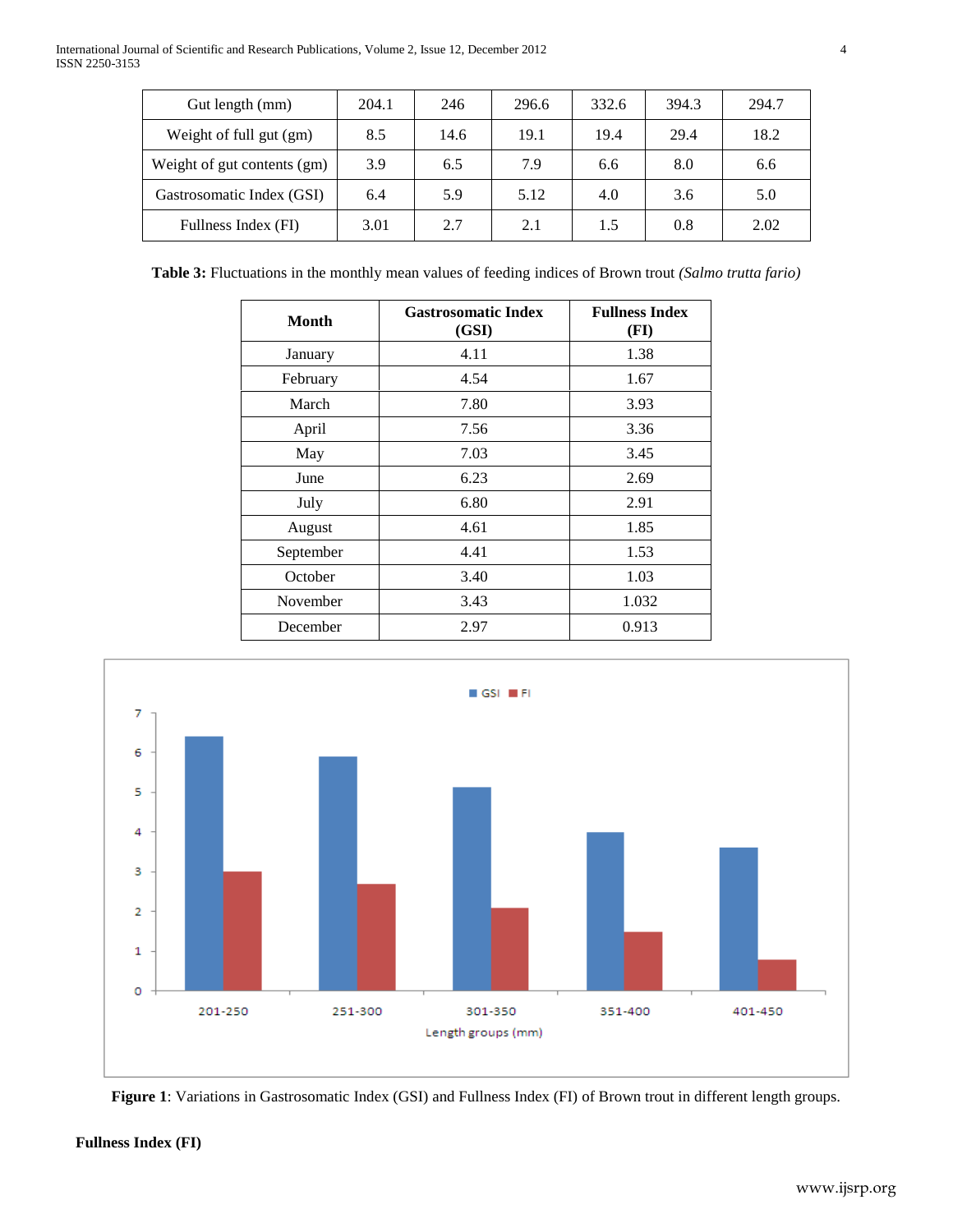| Gut length (mm) | 204.1 | 246 | 296.6 | 332.6 | 394.3 | 294.7 |
|---|---|---|---|---|---|---|
| Weight of full gut (gm) | 8.5 | 14.6 | 19.1 | 19.4 | 29.4 | 18.2 |
| Weight of gut contents (gm) | 3.9 | 6.5 | 7.9 | 6.6 | 8.0 | 6.6 |
| Gastrosomatic Index (GSI) | 6.4 | 5.9 | 5.12 | 4.0 | 3.6 | 5.0 |
| Fullness Index (FI) | 3.01 | 2.7 | 2.1 | 1.5 | 0.8 | 2.02 |

**Table 3:** Fluctuations in the monthly mean values of feeding indices of Brown trout *(Salmo trutta fario)*

| Month | Gastrosomatic Index (GSI) | Fullness Index (FI) |
|---|---|---|
| January | 4.11 | 1.38 |
| February | 4.54 | 1.67 |
| March | 7.80 | 3.93 |
| April | 7.56 | 3.36 |
| May | 7.03 | 3.45 |
| June | 6.23 | 2.69 |
| July | 6.80 | 2.91 |
| August | 4.61 | 1.85 |
| September | 4.41 | 1.53 |
| October | 3.40 | 1.03 |
| November | 3.43 | 1.032 |
| December | 2.97 | 0.913 |

**Figure 1**: Variations in Gastrosomatic Index (GSI) and Fullness Index (FI) of Brown trout in different length groups.

**Fullness Index (FI)**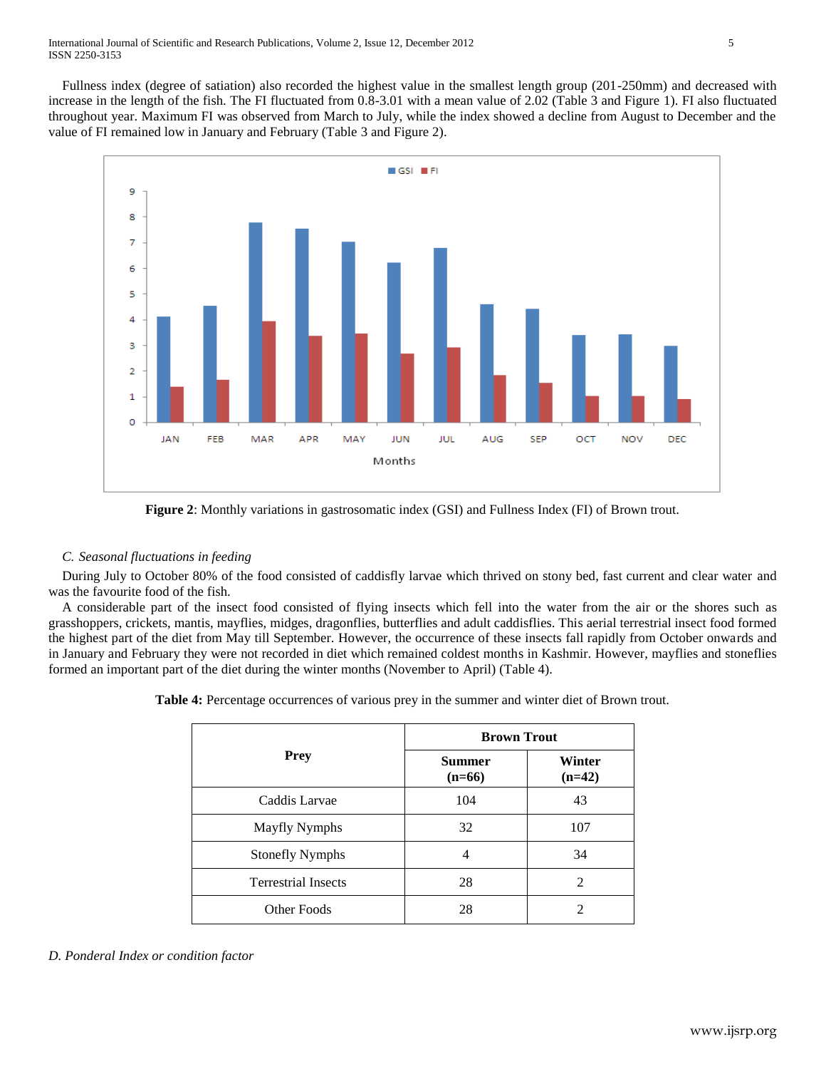Fullness index (degree of satiation) also recorded the highest value in the smallest length group (201-250mm) and decreased with increase in the length of the fish. The FI fluctuated from 0.8-3.01 with a mean value of 2.02 (Table 3 and Figure 1). FI also fluctuated throughout year. Maximum FI was observed from March to July, while the index showed a decline from August to December and the value of FI remained low in January and February (Table 3 and Figure 2).

**Figure 2**: Monthly variations in gastrosomatic index (GSI) and Fullness Index (FI) of Brown trout.

### *C. Seasonal fluctuations in feeding*

During July to October 80% of the food consisted of caddisfly larvae which thrived on stony bed, fast current and clear water and was the favourite food of the fish.

A considerable part of the insect food consisted of flying insects which fell into the water from the air or the shores such as grasshoppers, crickets, mantis, mayflies, midges, dragonflies, butterflies and adult caddisflies. This aerial terrestrial insect food formed the highest part of the diet from May till September. However, the occurrence of these insects fall rapidly from October onwards and in January and February they were not recorded in diet which remained coldest months in Kashmir. However, mayflies and stoneflies formed an important part of the diet during the winter months (November to April) (Table 4).

**Table 4:** Percentage occurrences of various prey in the summer and winter diet of Brown trout.

| Prey | Brown Trout | |
|---|---|---|
| | **Summer (n=66)** | **Winter (n=42)** |
| Caddis Larvae | 104 | 43 |
| Mayfly Nymphs | 32 | 107 |
| Stonefly Nymphs | 4 | 34 |
| Terrestrial Insects | 28 | 2 |
| Other Foods | 28 | 2 |

### *D. Ponderal Index or condition factor*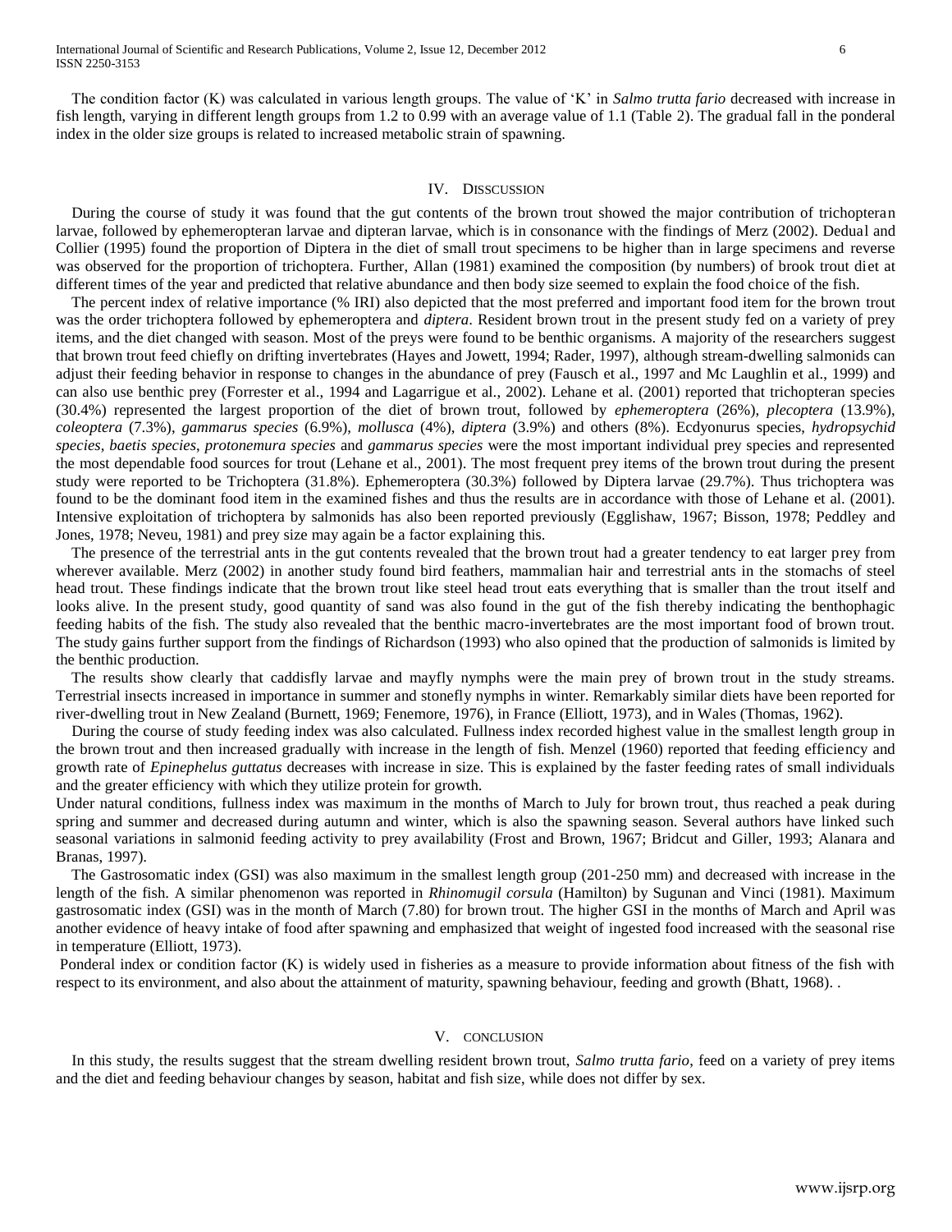The condition factor (K) was calculated in various length groups. The value of 'K' in *Salmo trutta fario* decreased with increase in fish length, varying in different length groups from 1.2 to 0.99 with an average value of 1.1 (Table 2). The gradual fall in the ponderal index in the older size groups is related to increased metabolic strain of spawning.

## IV. DISSCUSSION

During the course of study it was found that the gut contents of the brown trout showed the major contribution of trichopteran larvae, followed by ephemeropteran larvae and dipteran larvae, which is in consonance with the findings of Merz (2002). Dedual and Collier (1995) found the proportion of Diptera in the diet of small trout specimens to be higher than in large specimens and reverse was observed for the proportion of trichoptera. Further, Allan (1981) examined the composition (by numbers) of brook trout diet at different times of the year and predicted that relative abundance and then body size seemed to explain the food choice of the fish.

The percent index of relative importance (% IRI) also depicted that the most preferred and important food item for the brown trout was the order trichoptera followed by ephemeroptera and *diptera*. Resident brown trout in the present study fed on a variety of prey items, and the diet changed with season. Most of the preys were found to be benthic organisms. A majority of the researchers suggest that brown trout feed chiefly on drifting invertebrates (Hayes and Jowett, 1994; Rader, 1997), although stream-dwelling salmonids can adjust their feeding behavior in response to changes in the abundance of prey (Fausch et al., 1997 and Mc Laughlin et al., 1999) and can also use benthic prey (Forrester et al., 1994 and Lagarrigue et al., 2002). Lehane et al. (2001) reported that trichopteran species (30.4%) represented the largest proportion of the diet of brown trout, followed by *ephemeroptera* (26%), *plecoptera* (13.9%), *coleoptera* (7.3%), *gammarus species* (6.9%), *mollusca* (4%), *diptera* (3.9%) and others (8%). Ecdyonurus species, *hydropsychid species*, *baetis species*, *protonemura species* and *gammarus species* were the most important individual prey species and represented the most dependable food sources for trout (Lehane et al., 2001). The most frequent prey items of the brown trout during the present study were reported to be Trichoptera (31.8%). Ephemeroptera (30.3%) followed by Diptera larvae (29.7%). Thus trichoptera was found to be the dominant food item in the examined fishes and thus the results are in accordance with those of Lehane et al. (2001). Intensive exploitation of trichoptera by salmonids has also been reported previously (Egglishaw, 1967; Bisson, 1978; Peddley and Jones, 1978; Neveu, 1981) and prey size may again be a factor explaining this.

The presence of the terrestrial ants in the gut contents revealed that the brown trout had a greater tendency to eat larger prey from wherever available. Merz (2002) in another study found bird feathers, mammalian hair and terrestrial ants in the stomachs of steel head trout. These findings indicate that the brown trout like steel head trout eats everything that is smaller than the trout itself and looks alive. In the present study, good quantity of sand was also found in the gut of the fish thereby indicating the benthophagic feeding habits of the fish. The study also revealed that the benthic macro-invertebrates are the most important food of brown trout. The study gains further support from the findings of Richardson (1993) who also opined that the production of salmonids is limited by the benthic production.

The results show clearly that caddisfly larvae and mayfly nymphs were the main prey of brown trout in the study streams. Terrestrial insects increased in importance in summer and stonefly nymphs in winter. Remarkably similar diets have been reported for river-dwelling trout in New Zealand (Burnett, 1969; Fenemore, 1976), in France (Elliott, 1973), and in Wales (Thomas, 1962).

During the course of study feeding index was also calculated. Fullness index recorded highest value in the smallest length group in the brown trout and then increased gradually with increase in the length of fish. Menzel (1960) reported that feeding efficiency and growth rate of *Epinephelus guttatus* decreases with increase in size. This is explained by the faster feeding rates of small individuals and the greater efficiency with which they utilize protein for growth.

Under natural conditions, fullness index was maximum in the months of March to July for brown trout, thus reached a peak during spring and summer and decreased during autumn and winter, which is also the spawning season. Several authors have linked such seasonal variations in salmonid feeding activity to prey availability (Frost and Brown, 1967; Bridcut and Giller, 1993; Alanara and Branas, 1997).

The Gastrosomatic index (GSI) was also maximum in the smallest length group (201-250 mm) and decreased with increase in the length of the fish. A similar phenomenon was reported in *Rhinomugil corsula* (Hamilton) by Sugunan and Vinci (1981). Maximum gastrosomatic index (GSI) was in the month of March (7.80) for brown trout. The higher GSI in the months of March and April was another evidence of heavy intake of food after spawning and emphasized that weight of ingested food increased with the seasonal rise in temperature (Elliott, 1973).

Ponderal index or condition factor (K) is widely used in fisheries as a measure to provide information about fitness of the fish with respect to its environment, and also about the attainment of maturity, spawning behaviour, feeding and growth (Bhatt, 1968). .

## V. CONCLUSION

In this study, the results suggest that the stream dwelling resident brown trout, *Salmo trutta fario*, feed on a variety of prey items and the diet and feeding behaviour changes by season, habitat and fish size, while does not differ by sex.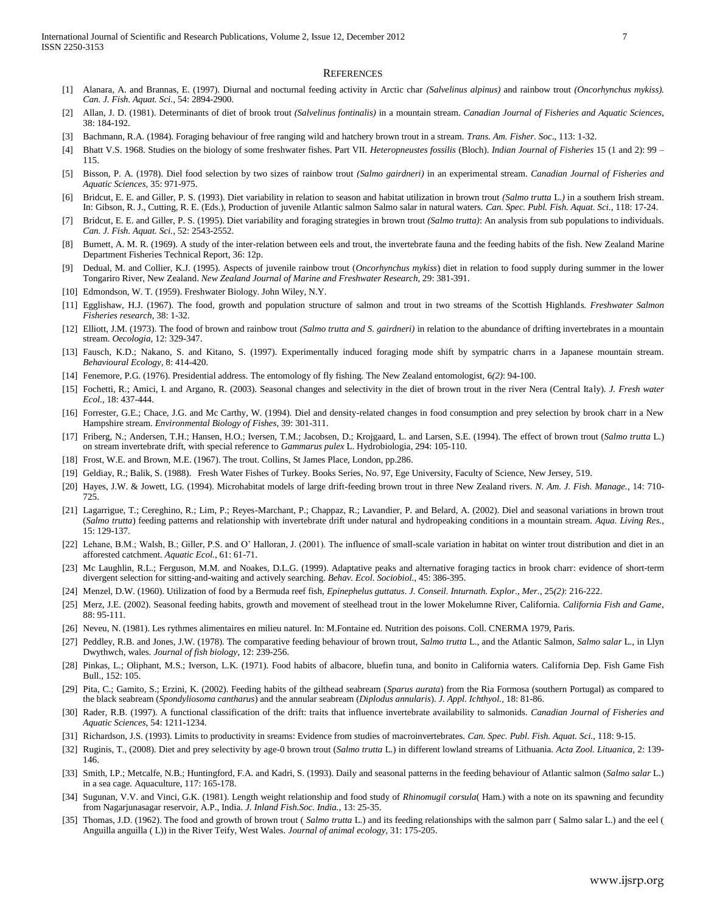## References

[1] Alanara, A. and Brannas, E. (1997). Diurnal and nocturnal feeding activity in Arctic char *(Salvelinus alpinus)* and rainbow trout *(Oncorhynchus mykiss)*. *Can. J. Fish. Aquat. Sci.*, 54: 2894-2900.

[2] Allan, J. D. (1981). Determinants of diet of brook trout *(Salvelinus fontinalis)* in a mountain stream. *Canadian Journal of Fisheries and Aquatic Sciences*, 38: 184-192.

[3] Bachmann, R.A. (1984). Foraging behaviour of free ranging wild and hatchery brown trout in a stream. *Trans. Am. Fisher. Soc*., 113: 1-32.

[4] Bhatt V.S. 1968. Studies on the biology of some freshwater fishes. Part VII. *Heteropneustes fossilis* (Bloch). *Indian Journal of Fisheries* 15 (1 and 2): 99 – 115.

[5] Bisson, P. A. (1978). Diel food selection by two sizes of rainbow trout *(Salmo gairdneri)* in an experimental stream. *Canadian Journal of Fisheries and Aquatic Sciences*, 35: 971-975.

[6] Bridcut, E. E. and Giller, P. S. (1993). Diet variability in relation to season and habitat utilization in brown trout *(Salmo trutta* L.*)* in a southern Irish stream. In: Gibson, R. J., Cutting, R. E. (Eds.), Production of juvenile Atlantic salmon Salmo salar in natural waters. *Can. Spec. Publ. Fish. Aquat. Sci.*, 118: 17-24.

[7] Bridcut, E. E. and Giller, P. S. (1995). Diet variability and foraging strategies in brown trout *(Salmo trutta)*: An analysis from sub populations to individuals. *Can. J. Fish. Aquat. Sci.*, 52: 2543-2552.

[8] Burnett, A. M. R. (1969). A study of the inter-relation between eels and trout, the invertebrate fauna and the feeding habits of the fish. New Zealand Marine Department Fisheries Technical Report, 36: 12p.

[9] Dedual, M. and Collier, K.J. (1995). Aspects of juvenile rainbow trout (*Oncorhynchus mykiss*) diet in relation to food supply during summer in the lower Tongariro River, New Zealand. *New Zealand Journal of Marine and Freshwater Research*, 29: 381-391.

[10] Edmondson, W. T. (1959). Freshwater Biology. John Wiley, N.Y.

[11] Egglishaw, H.J. (1967). The food, growth and population structure of salmon and trout in two streams of the Scottish Highlands. *Freshwater Salmon Fisheries research*, 38: 1-32.

[12] Elliott, J.M. (1973). The food of brown and rainbow trout *(Salmo trutta and S. gairdneri)* in relation to the abundance of drifting invertebrates in a mountain stream. *Oecologia*, 12: 329-347.

[13] Fausch, K.D.; Nakano, S. and Kitano, S. (1997). Experimentally induced foraging mode shift by sympatric charrs in a Japanese mountain stream. *Behavioural Ecology*, 8: 414-420.

[14] Fenemore, P.G. (1976). Presidential address. The entomology of fly fishing. The New Zealand entomologist, 6*(2)*: 94-100.

[15] Fochetti, R.; Amici, I. and Argano, R. (2003). Seasonal changes and selectivity in the diet of brown trout in the river Nera (Central Italy). *J. Fresh water Ecol.*, 18: 437-444.

[16] Forrester, G.E.; Chace, J.G. and Mc Carthy, W. (1994). Diel and density-related changes in food consumption and prey selection by brook charr in a New Hampshire stream. *Environmental Biology of Fishes*, 39: 301-311.

[17] Friberg, N.; Andersen, T.H.; Hansen, H.O.; Iversen, T.M.; Jacobsen, D.; Krojgaard, L. and Larsen, S.E. (1994). The effect of brown trout (*Salmo trutta* L.) on stream invertebrate drift, with special reference to *Gammarus pulex* L. Hydrobiologia, 294: 105-110.

[18] Frost, W.E. and Brown, M.E. (1967). The trout. Collins, St James Place, London, pp.286.

[19] Geldiay, R.; Balik, S. (1988). Fresh Water Fishes of Turkey. Books Series, No. 97, Ege University, Faculty of Science, New Jersey, 519.

[20] Hayes, J.W. & Jowett, I.G. (1994). Microhabitat models of large drift-feeding brown trout in three New Zealand rivers. *N. Am. J. Fish. Manage.*, 14: 710-725.

[21] Lagarrigue, T.; Cereghino, R.; Lim, P.; Reyes-Marchant, P.; Chappaz, R.; Lavandier, P. and Belard, A. (2002). Diel and seasonal variations in brown trout (*Salmo trutta*) feeding patterns and relationship with invertebrate drift under natural and hydropeaking conditions in a mountain stream. *Aqua. Living Res.*, 15: 129-137.

[22] Lehane, B.M.; Walsh, B.; Giller, P.S. and O' Halloran, J. (2001). The influence of small-scale variation in habitat on winter trout distribution and diet in an afforested catchment. *Aquatic Ecol.*, 61: 61-71.

[23] Mc Laughlin, R.L.; Ferguson, M.M. and Noakes, D.L.G. (1999). Adaptative peaks and alternative foraging tactics in brook charr: evidence of short-term divergent selection for sitting-and-waiting and actively searching. *Behav. Ecol. Sociobiol.*, 45: 386-395.

[24] Menzel, D.W. (1960). Utilization of food by a Bermuda reef fish, *Epinephelus guttatus*. *J. Conseil. Inturnath. Explor., Mer.*, 25*(2)*: 216-222.

[25] Merz, J.E. (2002). Seasonal feeding habits, growth and movement of steelhead trout in the lower Mokelumne River, California. *California Fish and Game*, 88: 95-111.

[26] Neveu, N. (1981). Les rythmes alimentaires en milieu naturel. In: M.Fontaine ed. Nutrition des poisons. Coll. CNERMA 1979, Paris.

[27] Peddley, R.B. and Jones, J.W. (1978). The comparative feeding behaviour of brown trout, *Salmo trutta* L., and the Atlantic Salmon, *Salmo salar* L., in Llyn Dwythwch, wales. *Journal of fish biology*, 12: 239-256.

[28] Pinkas, L.; Oliphant, M.S.; Iverson, L.K. (1971). Food habits of albacore, bluefin tuna, and bonito in California waters. California Dep. Fish Game Fish Bull., 152: 105.

[29] Pita, C.; Gamito, S.; Erzini, K. (2002). Feeding habits of the gilthead seabream (*Sparus aurata*) from the Ria Formosa (southern Portugal) as compared to the black seabream (*Spondyliosoma cantharus*) and the annular seabream (*Diplodus annularis*). *J. Appl. Ichthyol.*, 18: 81-86.

[30] Rader, R.B. (1997). A functional classification of the drift: traits that influence invertebrate availability to salmonids. *Canadian Journal of Fisheries and Aquatic Sciences*, 54: 1211-1234.

[31] Richardson, J.S. (1993). Limits to productivity in sreams: Evidence from studies of macroinvertebrates. *Can. Spec. Publ. Fish. Aquat. Sci.*, 118: 9-15.

[32] Ruginis, T., (2008). Diet and prey selectivity by age-0 brown trout (*Salmo trutta* L.) in different lowland streams of Lithuania. *Acta Zool. Lituanica*, 2: 139-146.

[33] Smith, I.P.; Metcalfe, N.B.; Huntingford, F.A. and Kadri, S. (1993). Daily and seasonal patterns in the feeding behaviour of Atlantic salmon (*Salmo salar* L.) in a sea cage. Aquaculture, 117: 165-178.

[34] Sugunan, V.V. and Vinci, G.K. (1981). Length weight relationship and food study of *Rhinomugil corsula*( Ham.) with a note on its spawning and fecundity from Nagarjunasagar reservoir, A.P., India. *J. Inland Fish.Soc. India.*, 13: 25-35.

[35] Thomas, J.D. (1962). The food and growth of brown trout ( *Salmo trutta* L.) and its feeding relationships with the salmon parr ( Salmo salar L.) and the eel ( Anguilla anguilla ( L)) in the River Teify, West Wales. *Journal of animal ecology*, 31: 175-205.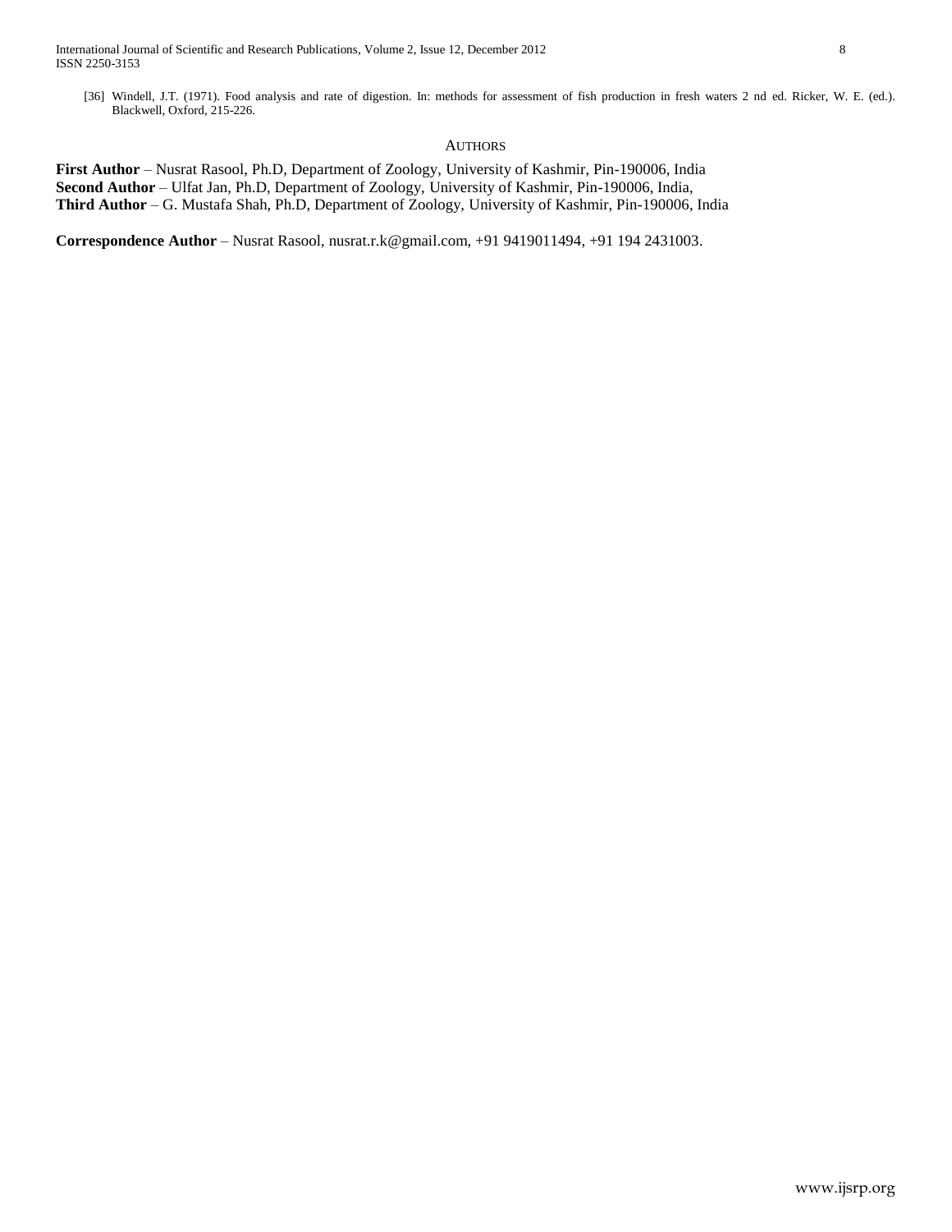[36] Windell, J.T. (1971). Food analysis and rate of digestion. In: methods for assessment of fish production in fresh waters 2 nd ed. Ricker, W. E. (ed.). Blackwell, Oxford, 215-226.

## AUTHORS

**First Author** – Nusrat Rasool, Ph.D, Department of Zoology, University of Kashmir, Pin-190006, India
**Second Author** – Ulfat Jan, Ph.D, Department of Zoology, University of Kashmir, Pin-190006, India,
**Third Author** – G. Mustafa Shah, Ph.D, Department of Zoology, University of Kashmir, Pin-190006, India

**Correspondence Author** – Nusrat Rasool, nusrat.r.k@gmail.com, +91 9419011494, +91 194 2431003.